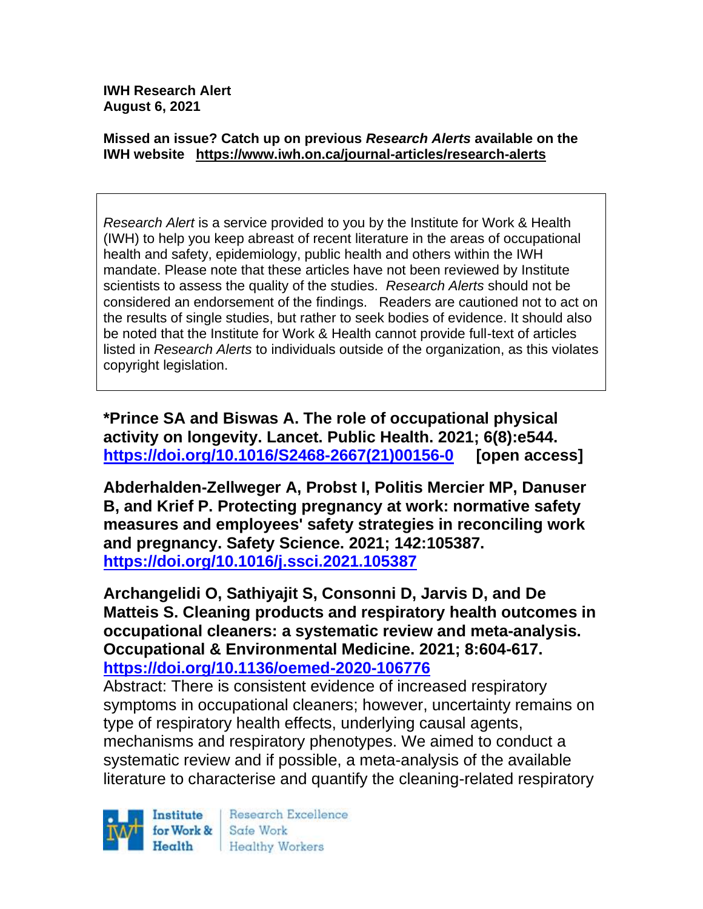**IWH Research Alert**
**August 6, 2021**

**Missed an issue? Catch up on previous *Research Alerts* available on the IWH website https://www.iwh.on.ca/journal-articles/research-alerts**

*Research Alert* is a service provided to you by the Institute for Work & Health (IWH) to help you keep abreast of recent literature in the areas of occupational health and safety, epidemiology, public health and others within the IWH mandate. Please note that these articles have not been reviewed by Institute scientists to assess the quality of the studies. *Research Alerts* should not be considered an endorsement of the findings. Readers are cautioned not to act on the results of single studies, but rather to seek bodies of evidence. It should also be noted that the Institute for Work & Health cannot provide full-text of articles listed in *Research Alerts* to individuals outside of the organization, as this violates copyright legislation.

**\*Prince SA and Biswas A. The role of occupational physical activity on longevity. Lancet. Public Health. 2021; 6(8):e544. https://doi.org/10.1016/S2468-2667(21)00156-0 [open access]**

**Abderhalden-Zellweger A, Probst I, Politis Mercier MP, Danuser B, and Krief P. Protecting pregnancy at work: normative safety measures and employees' safety strategies in reconciling work and pregnancy. Safety Science. 2021; 142:105387. https://doi.org/10.1016/j.ssci.2021.105387**

**Archangelidi O, Sathiyajit S, Consonni D, Jarvis D, and De Matteis S. Cleaning products and respiratory health outcomes in occupational cleaners: a systematic review and meta-analysis. Occupational & Environmental Medicine. 2021; 8:604-617. https://doi.org/10.1136/oemed-2020-106776**

Abstract: There is consistent evidence of increased respiratory symptoms in occupational cleaners; however, uncertainty remains on type of respiratory health effects, underlying causal agents, mechanisms and respiratory phenotypes. We aimed to conduct a systematic review and if possible, a meta-analysis of the available literature to characterise and quantify the cleaning-related respiratory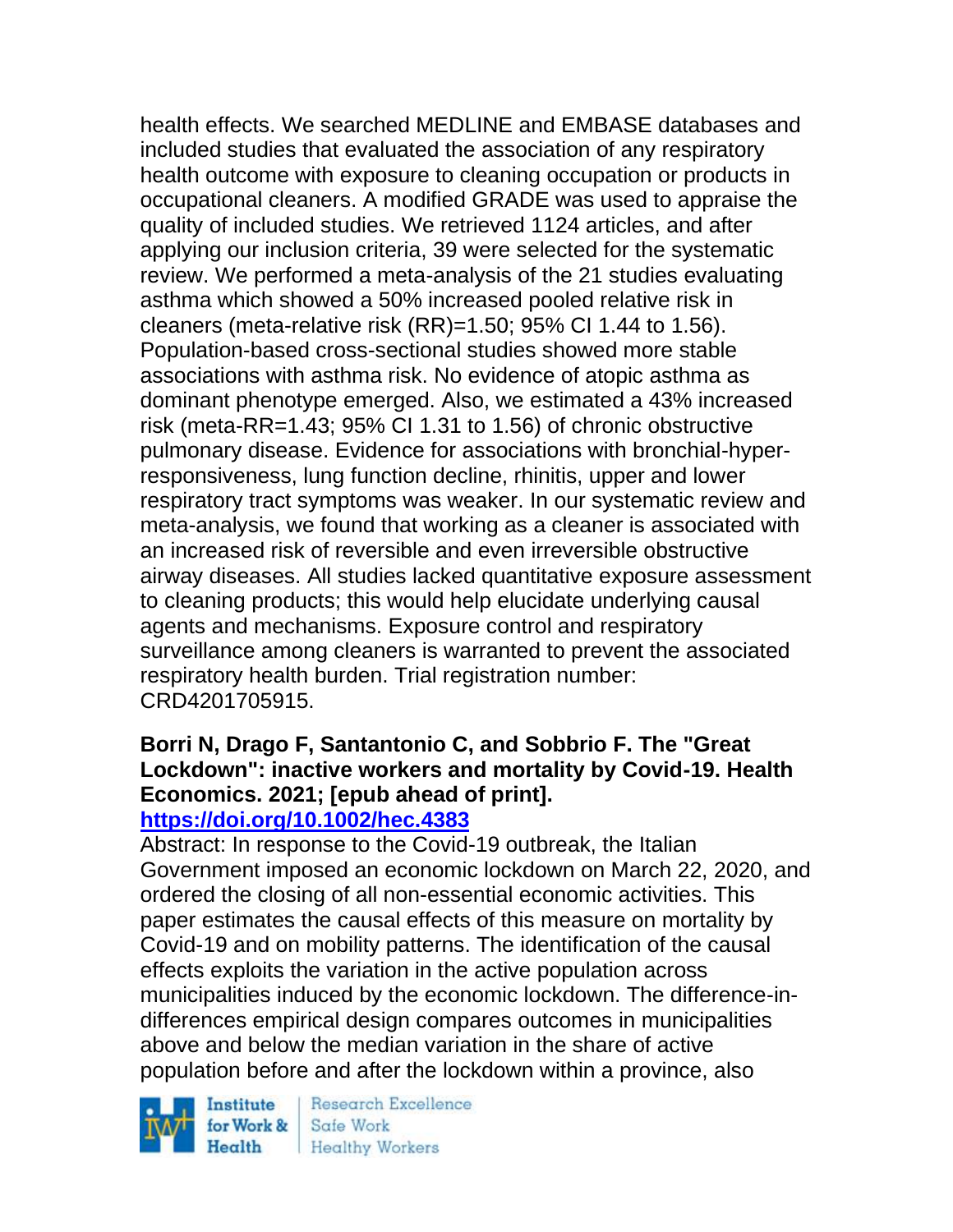health effects. We searched MEDLINE and EMBASE databases and included studies that evaluated the association of any respiratory health outcome with exposure to cleaning occupation or products in occupational cleaners. A modified GRADE was used to appraise the quality of included studies. We retrieved 1124 articles, and after applying our inclusion criteria, 39 were selected for the systematic review. We performed a meta-analysis of the 21 studies evaluating asthma which showed a 50% increased pooled relative risk in cleaners (meta-relative risk (RR)=1.50; 95% CI 1.44 to 1.56). Population-based cross-sectional studies showed more stable associations with asthma risk. No evidence of atopic asthma as dominant phenotype emerged. Also, we estimated a 43% increased risk (meta-RR=1.43; 95% CI 1.31 to 1.56) of chronic obstructive pulmonary disease. Evidence for associations with bronchial-hyper-responsiveness, lung function decline, rhinitis, upper and lower respiratory tract symptoms was weaker. In our systematic review and meta-analysis, we found that working as a cleaner is associated with an increased risk of reversible and even irreversible obstructive airway diseases. All studies lacked quantitative exposure assessment to cleaning products; this would help elucidate underlying causal agents and mechanisms. Exposure control and respiratory surveillance among cleaners is warranted to prevent the associated respiratory health burden. Trial registration number: CRD4201705915.

**Borri N, Drago F, Santantonio C, and Sobbrio F. The "Great Lockdown": inactive workers and mortality by Covid-19. Health Economics. 2021; [epub ahead of print].**
**https://doi.org/10.1002/hec.4383**

Abstract: In response to the Covid-19 outbreak, the Italian Government imposed an economic lockdown on March 22, 2020, and ordered the closing of all non-essential economic activities. This paper estimates the causal effects of this measure on mortality by Covid-19 and on mobility patterns. The identification of the causal effects exploits the variation in the active population across municipalities induced by the economic lockdown. The difference-in-differences empirical design compares outcomes in municipalities above and below the median variation in the share of active population before and after the lockdown within a province, also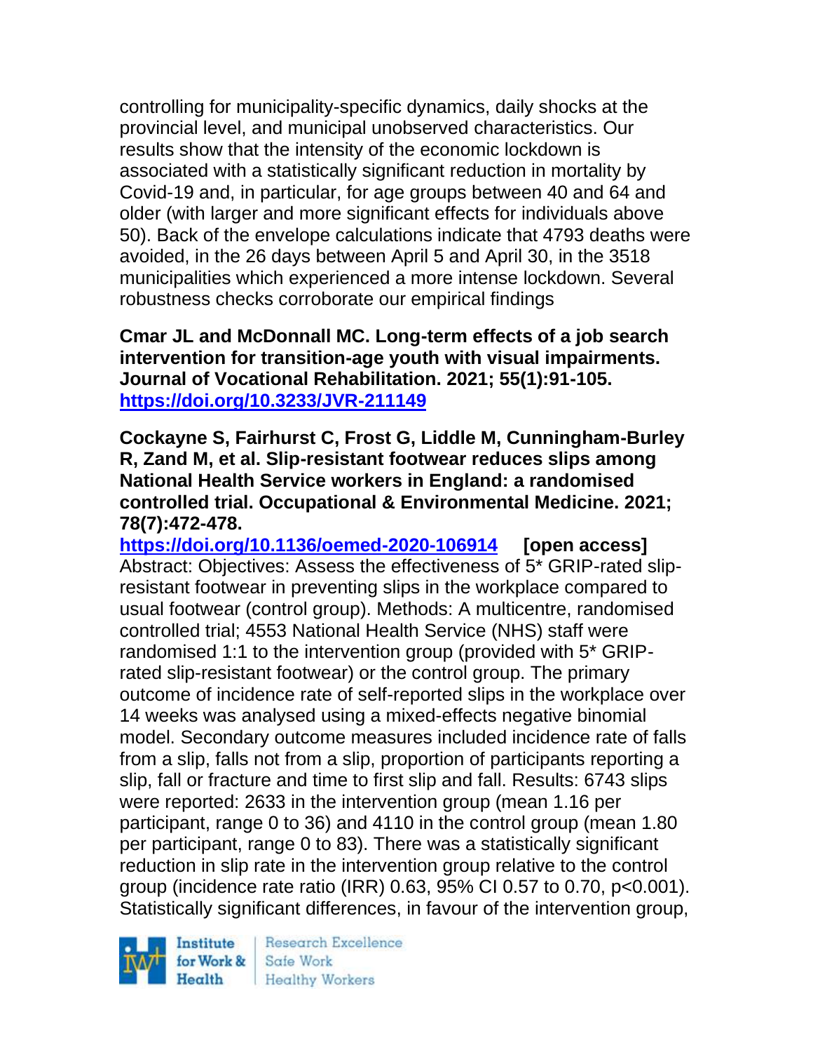controlling for municipality-specific dynamics, daily shocks at the provincial level, and municipal unobserved characteristics. Our results show that the intensity of the economic lockdown is associated with a statistically significant reduction in mortality by Covid-19 and, in particular, for age groups between 40 and 64 and older (with larger and more significant effects for individuals above 50). Back of the envelope calculations indicate that 4793 deaths were avoided, in the 26 days between April 5 and April 30, in the 3518 municipalities which experienced a more intense lockdown. Several robustness checks corroborate our empirical findings

**Cmar JL and McDonnall MC. Long-term effects of a job search intervention for transition-age youth with visual impairments. Journal of Vocational Rehabilitation. 2021; 55(1):91-105. https://doi.org/10.3233/JVR-211149**

**Cockayne S, Fairhurst C, Frost G, Liddle M, Cunningham-Burley R, Zand M, et al. Slip-resistant footwear reduces slips among National Health Service workers in England: a randomised controlled trial. Occupational & Environmental Medicine. 2021; 78(7):472-478.**
**https://doi.org/10.1136/oemed-2020-106914 [open access]**
Abstract: Objectives: Assess the effectiveness of 5* GRIP-rated slip-resistant footwear in preventing slips in the workplace compared to usual footwear (control group). Methods: A multicentre, randomised controlled trial; 4553 National Health Service (NHS) staff were randomised 1:1 to the intervention group (provided with 5* GRIP-rated slip-resistant footwear) or the control group. The primary outcome of incidence rate of self-reported slips in the workplace over 14 weeks was analysed using a mixed-effects negative binomial model. Secondary outcome measures included incidence rate of falls from a slip, falls not from a slip, proportion of participants reporting a slip, fall or fracture and time to first slip and fall. Results: 6743 slips were reported: 2633 in the intervention group (mean 1.16 per participant, range 0 to 36) and 4110 in the control group (mean 1.80 per participant, range 0 to 83). There was a statistically significant reduction in slip rate in the intervention group relative to the control group (incidence rate ratio (IRR) 0.63, 95% CI 0.57 to 0.70, p<0.001). Statistically significant differences, in favour of the intervention group,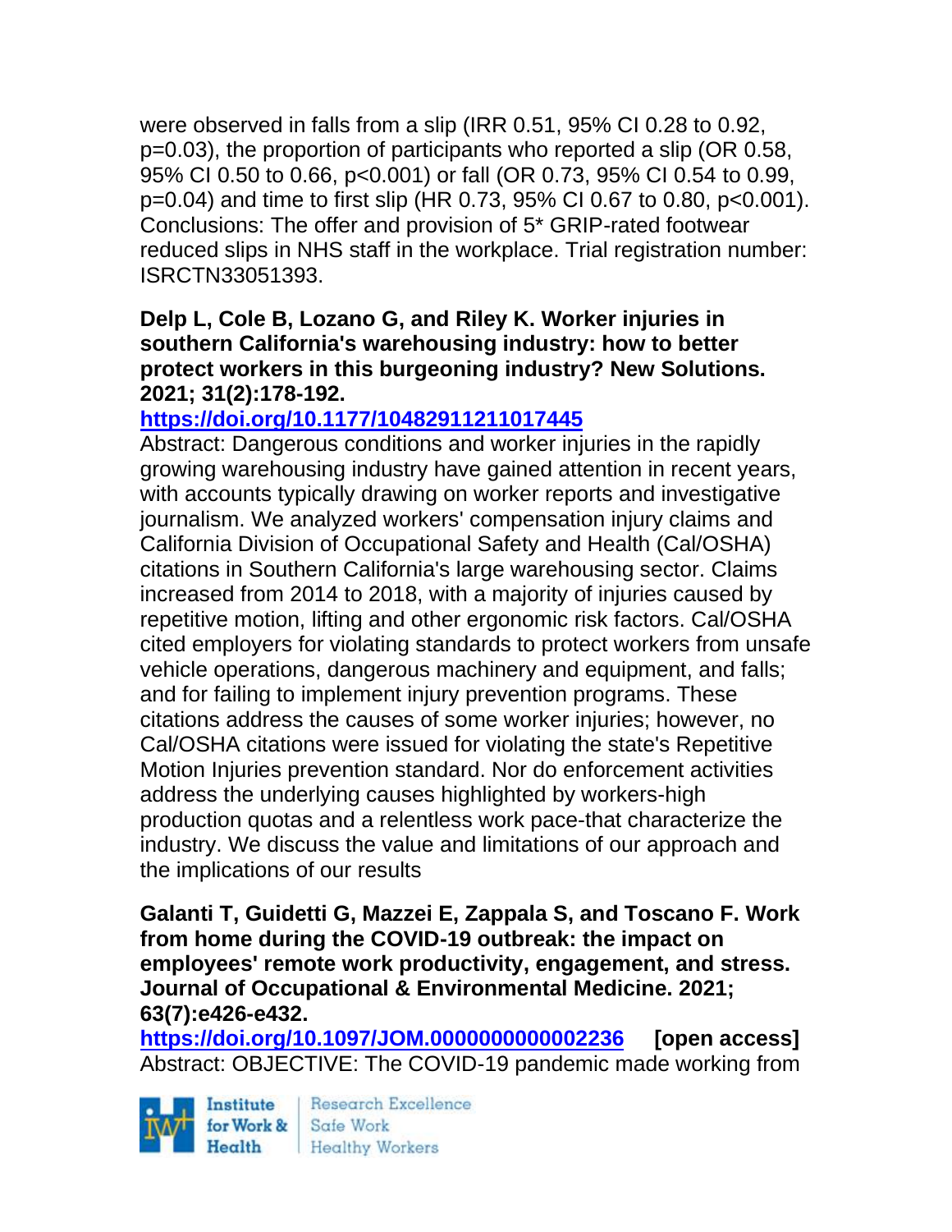were observed in falls from a slip (IRR 0.51, 95% CI 0.28 to 0.92, p=0.03), the proportion of participants who reported a slip (OR 0.58, 95% CI 0.50 to 0.66, p<0.001) or fall (OR 0.73, 95% CI 0.54 to 0.99, p=0.04) and time to first slip (HR 0.73, 95% CI 0.67 to 0.80, p<0.001). Conclusions: The offer and provision of 5* GRIP-rated footwear reduced slips in NHS staff in the workplace. Trial registration number: ISRCTN33051393.

**Delp L, Cole B, Lozano G, and Riley K. Worker injuries in southern California's warehousing industry: how to better protect workers in this burgeoning industry? New Solutions. 2021; 31(2):178-192.**

**https://doi.org/10.1177/10482911211017445**

Abstract: Dangerous conditions and worker injuries in the rapidly growing warehousing industry have gained attention in recent years, with accounts typically drawing on worker reports and investigative journalism. We analyzed workers' compensation injury claims and California Division of Occupational Safety and Health (Cal/OSHA) citations in Southern California's large warehousing sector. Claims increased from 2014 to 2018, with a majority of injuries caused by repetitive motion, lifting and other ergonomic risk factors. Cal/OSHA cited employers for violating standards to protect workers from unsafe vehicle operations, dangerous machinery and equipment, and falls; and for failing to implement injury prevention programs. These citations address the causes of some worker injuries; however, no Cal/OSHA citations were issued for violating the state's Repetitive Motion Injuries prevention standard. Nor do enforcement activities address the underlying causes highlighted by workers-high production quotas and a relentless work pace-that characterize the industry. We discuss the value and limitations of our approach and the implications of our results

**Galanti T, Guidetti G, Mazzei E, Zappala S, and Toscano F. Work from home during the COVID-19 outbreak: the impact on employees' remote work productivity, engagement, and stress. Journal of Occupational & Environmental Medicine. 2021; 63(7):e426-e432.**

**https://doi.org/10.1097/JOM.0000000000002236** **[open access]**

Abstract: OBJECTIVE: The COVID-19 pandemic made working from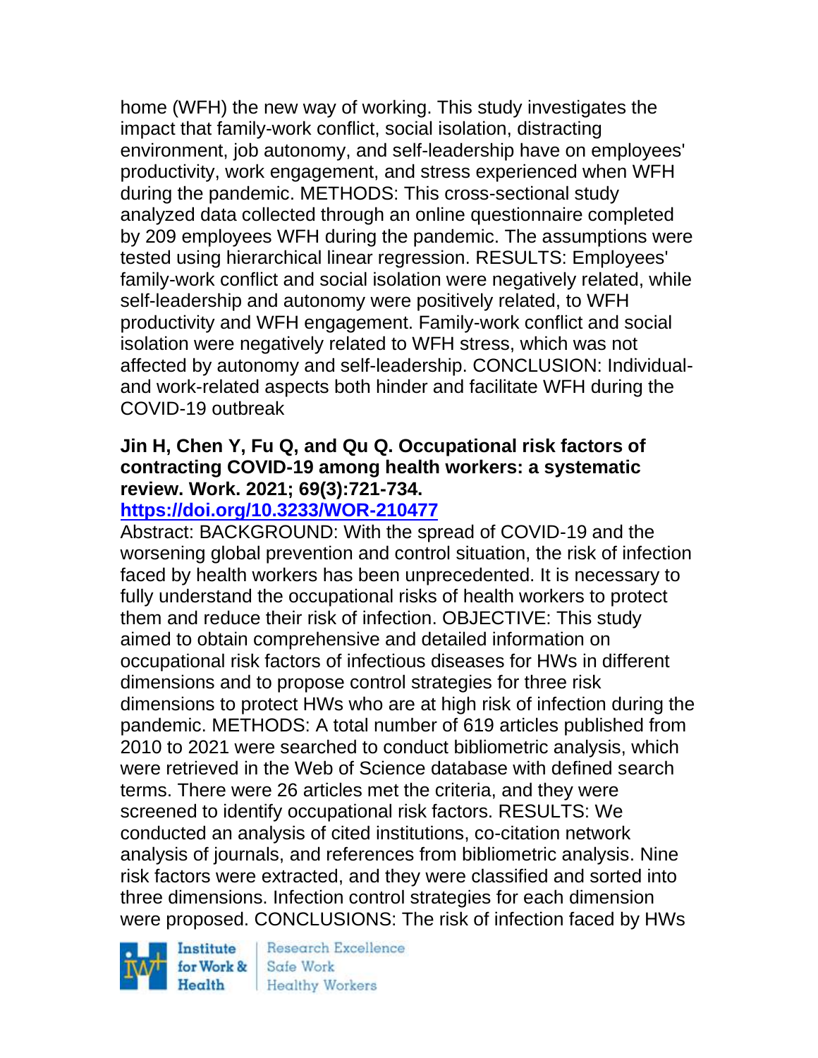home (WFH) the new way of working. This study investigates the impact that family-work conflict, social isolation, distracting environment, job autonomy, and self-leadership have on employees' productivity, work engagement, and stress experienced when WFH during the pandemic. METHODS: This cross-sectional study analyzed data collected through an online questionnaire completed by 209 employees WFH during the pandemic. The assumptions were tested using hierarchical linear regression. RESULTS: Employees' family-work conflict and social isolation were negatively related, while self-leadership and autonomy were positively related, to WFH productivity and WFH engagement. Family-work conflict and social isolation were negatively related to WFH stress, which was not affected by autonomy and self-leadership. CONCLUSION: Individual- and work-related aspects both hinder and facilitate WFH during the COVID-19 outbreak

**Jin H, Chen Y, Fu Q, and Qu Q. Occupational risk factors of contracting COVID-19 among health workers: a systematic review. Work. 2021; 69(3):721-734.**

**https://doi.org/10.3233/WOR-210477**

Abstract: BACKGROUND: With the spread of COVID-19 and the worsening global prevention and control situation, the risk of infection faced by health workers has been unprecedented. It is necessary to fully understand the occupational risks of health workers to protect them and reduce their risk of infection. OBJECTIVE: This study aimed to obtain comprehensive and detailed information on occupational risk factors of infectious diseases for HWs in different dimensions and to propose control strategies for three risk dimensions to protect HWs who are at high risk of infection during the pandemic. METHODS: A total number of 619 articles published from 2010 to 2021 were searched to conduct bibliometric analysis, which were retrieved in the Web of Science database with defined search terms. There were 26 articles met the criteria, and they were screened to identify occupational risk factors. RESULTS: We conducted an analysis of cited institutions, co-citation network analysis of journals, and references from bibliometric analysis. Nine risk factors were extracted, and they were classified and sorted into three dimensions. Infection control strategies for each dimension were proposed. CONCLUSIONS: The risk of infection faced by HWs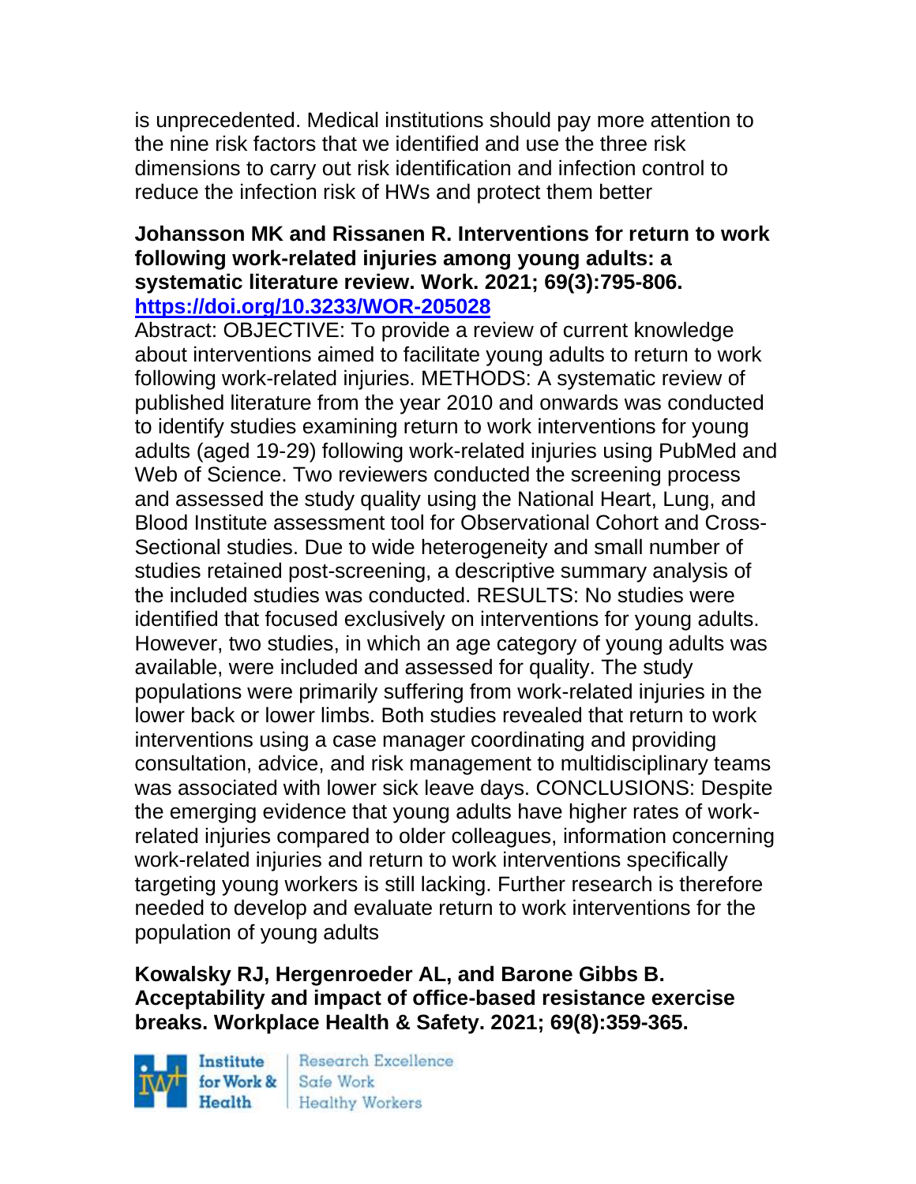is unprecedented. Medical institutions should pay more attention to the nine risk factors that we identified and use the three risk dimensions to carry out risk identification and infection control to reduce the infection risk of HWs and protect them better

**Johansson MK and Rissanen R. Interventions for return to work following work-related injuries among young adults: a systematic literature review. Work. 2021; 69(3):795-806. https://doi.org/10.3233/WOR-205028**

Abstract: OBJECTIVE: To provide a review of current knowledge about interventions aimed to facilitate young adults to return to work following work-related injuries. METHODS: A systematic review of published literature from the year 2010 and onwards was conducted to identify studies examining return to work interventions for young adults (aged 19-29) following work-related injuries using PubMed and Web of Science. Two reviewers conducted the screening process and assessed the study quality using the National Heart, Lung, and Blood Institute assessment tool for Observational Cohort and Cross-Sectional studies. Due to wide heterogeneity and small number of studies retained post-screening, a descriptive summary analysis of the included studies was conducted. RESULTS: No studies were identified that focused exclusively on interventions for young adults. However, two studies, in which an age category of young adults was available, were included and assessed for quality. The study populations were primarily suffering from work-related injuries in the lower back or lower limbs. Both studies revealed that return to work interventions using a case manager coordinating and providing consultation, advice, and risk management to multidisciplinary teams was associated with lower sick leave days. CONCLUSIONS: Despite the emerging evidence that young adults have higher rates of work-related injuries compared to older colleagues, information concerning work-related injuries and return to work interventions specifically targeting young workers is still lacking. Further research is therefore needed to develop and evaluate return to work interventions for the population of young adults

**Kowalsky RJ, Hergenroeder AL, and Barone Gibbs B. Acceptability and impact of office-based resistance exercise breaks. Workplace Health & Safety. 2021; 69(8):359-365.**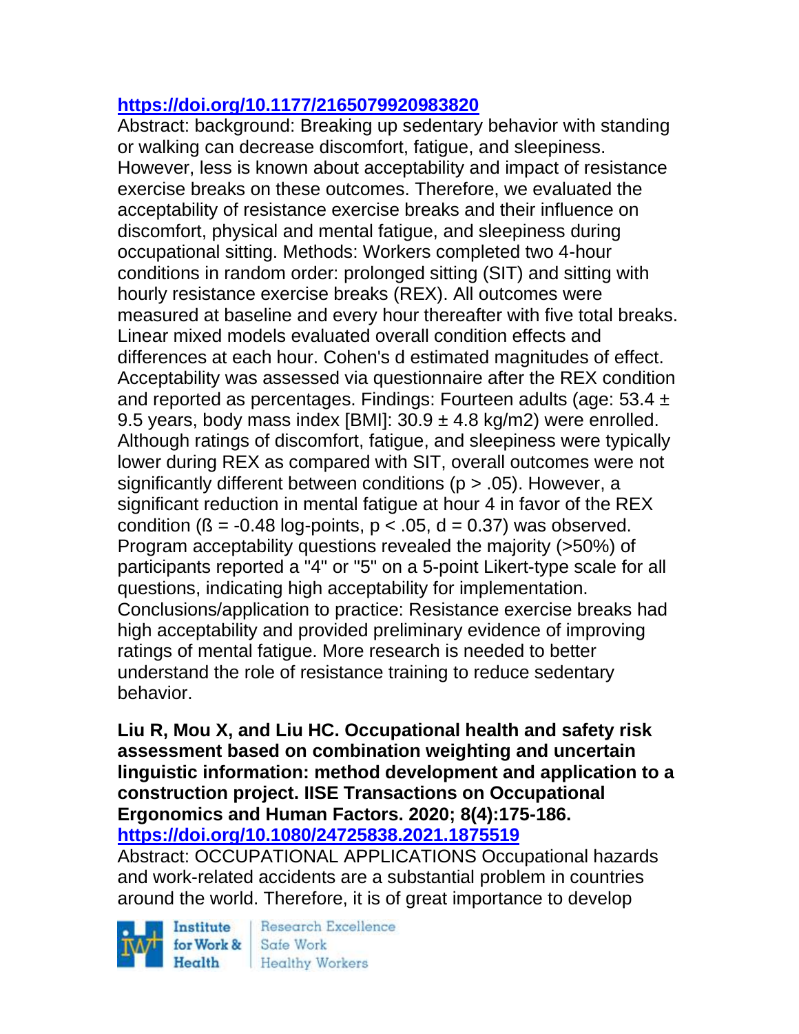https://doi.org/10.1177/2165079920983820

Abstract: background: Breaking up sedentary behavior with standing or walking can decrease discomfort, fatigue, and sleepiness. However, less is known about acceptability and impact of resistance exercise breaks on these outcomes. Therefore, we evaluated the acceptability of resistance exercise breaks and their influence on discomfort, physical and mental fatigue, and sleepiness during occupational sitting. Methods: Workers completed two 4-hour conditions in random order: prolonged sitting (SIT) and sitting with hourly resistance exercise breaks (REX). All outcomes were measured at baseline and every hour thereafter with five total breaks. Linear mixed models evaluated overall condition effects and differences at each hour. Cohen's d estimated magnitudes of effect. Acceptability was assessed via questionnaire after the REX condition and reported as percentages. Findings: Fourteen adults (age: 53.4 ± 9.5 years, body mass index [BMI]: 30.9 ± 4.8 kg/m2) were enrolled. Although ratings of discomfort, fatigue, and sleepiness were typically lower during REX as compared with SIT, overall outcomes were not significantly different between conditions ($p > .05$). However, a significant reduction in mental fatigue at hour 4 in favor of the REX condition ($ß = -0.48$ log-points, $p < .05$, $d = 0.37$) was observed. Program acceptability questions revealed the majority (>50%) of participants reported a "4" or "5" on a 5-point Likert-type scale for all questions, indicating high acceptability for implementation. Conclusions/application to practice: Resistance exercise breaks had high acceptability and provided preliminary evidence of improving ratings of mental fatigue. More research is needed to better understand the role of resistance training to reduce sedentary behavior.

**Liu R, Mou X, and Liu HC. Occupational health and safety risk assessment based on combination weighting and uncertain linguistic information: method development and application to a construction project. IISE Transactions on Occupational Ergonomics and Human Factors. 2020; 8(4):175-186.**
https://doi.org/10.1080/24725838.2021.1875519

Abstract: OCCUPATIONAL APPLICATIONS Occupational hazards and work-related accidents are a substantial problem in countries around the world. Therefore, it is of great importance to develop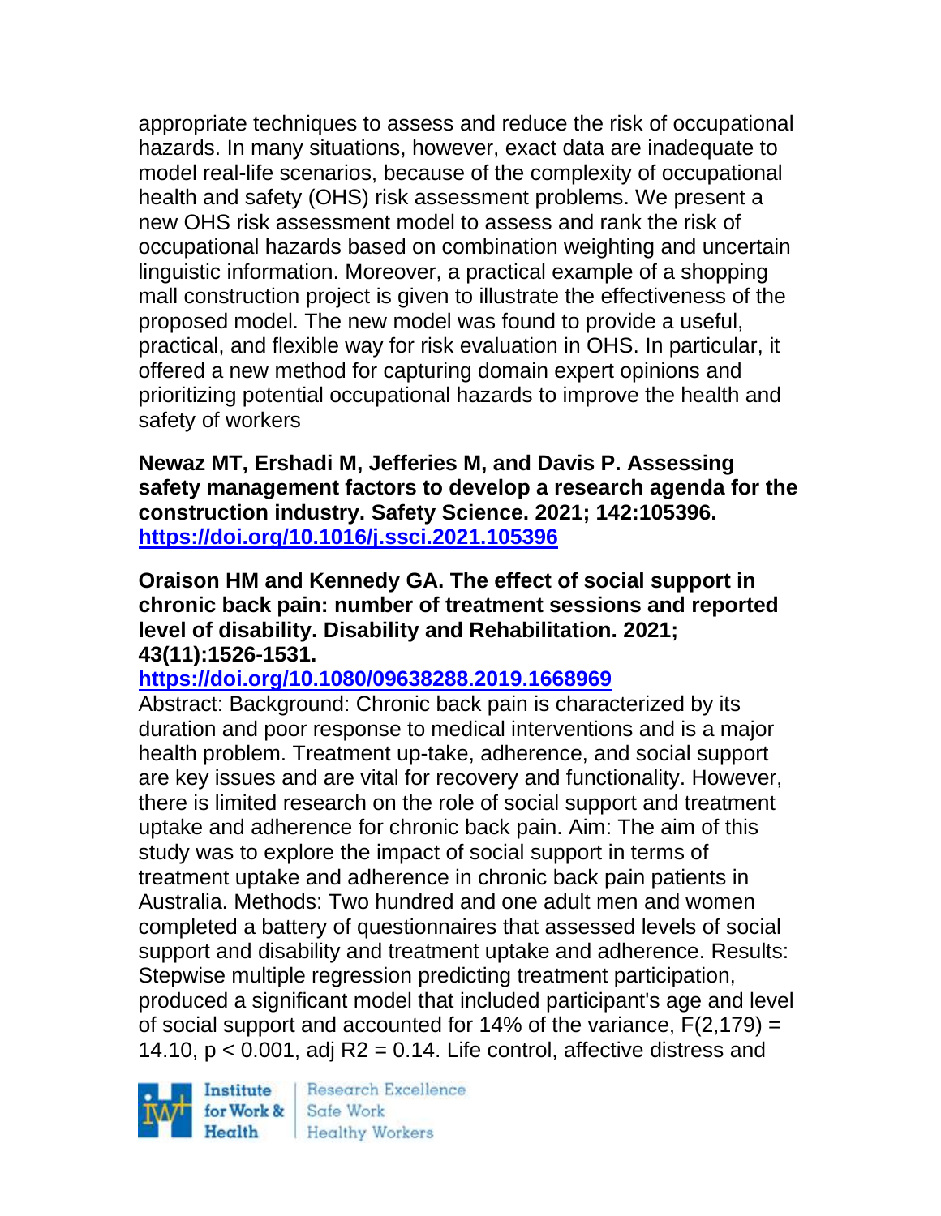appropriate techniques to assess and reduce the risk of occupational hazards. In many situations, however, exact data are inadequate to model real-life scenarios, because of the complexity of occupational health and safety (OHS) risk assessment problems. We present a new OHS risk assessment model to assess and rank the risk of occupational hazards based on combination weighting and uncertain linguistic information. Moreover, a practical example of a shopping mall construction project is given to illustrate the effectiveness of the proposed model. The new model was found to provide a useful, practical, and flexible way for risk evaluation in OHS. In particular, it offered a new method for capturing domain expert opinions and prioritizing potential occupational hazards to improve the health and safety of workers

**Newaz MT, Ershadi M, Jefferies M, and Davis P. Assessing safety management factors to develop a research agenda for the construction industry. Safety Science. 2021; 142:105396.**
**https://doi.org/10.1016/j.ssci.2021.105396**

**Oraison HM and Kennedy GA. The effect of social support in chronic back pain: number of treatment sessions and reported level of disability. Disability and Rehabilitation. 2021; 43(11):1526-1531.**
**https://doi.org/10.1080/09638288.2019.1668969**
Abstract: Background: Chronic back pain is characterized by its duration and poor response to medical interventions and is a major health problem. Treatment up-take, adherence, and social support are key issues and are vital for recovery and functionality. However, there is limited research on the role of social support and treatment uptake and adherence for chronic back pain. Aim: The aim of this study was to explore the impact of social support in terms of treatment uptake and adherence in chronic back pain patients in Australia. Methods: Two hundred and one adult men and women completed a battery of questionnaires that assessed levels of social support and disability and treatment uptake and adherence. Results: Stepwise multiple regression predicting treatment participation, produced a significant model that included participant's age and level of social support and accounted for 14% of the variance, $F(2,179) = 14.10$, $p < 0.001$, adj $R2 = 0.14$. Life control, affective distress and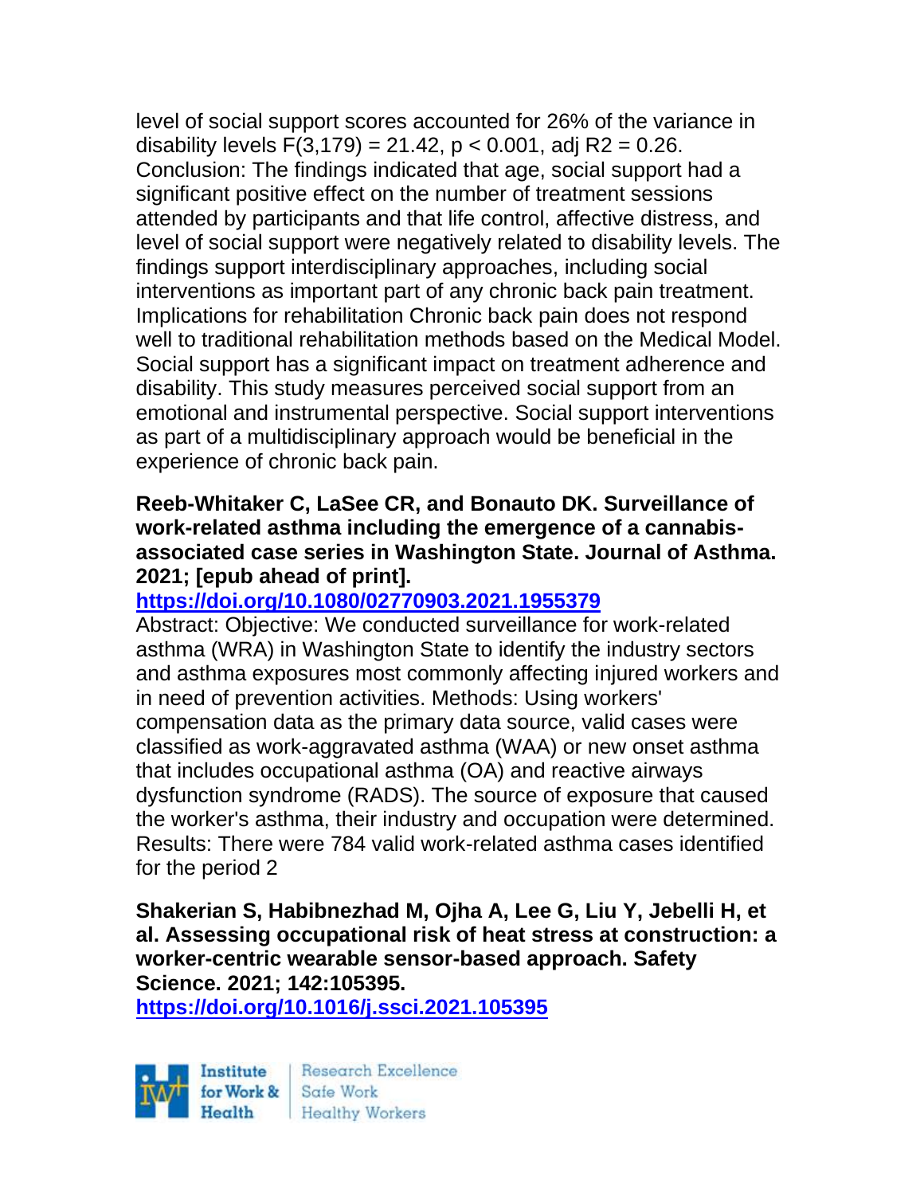level of social support scores accounted for 26% of the variance in disability levels $F(3,179) = 21.42$, $p < 0.001$, adj $R2 = 0.26$. Conclusion: The findings indicated that age, social support had a significant positive effect on the number of treatment sessions attended by participants and that life control, affective distress, and level of social support were negatively related to disability levels. The findings support interdisciplinary approaches, including social interventions as important part of any chronic back pain treatment. Implications for rehabilitation Chronic back pain does not respond well to traditional rehabilitation methods based on the Medical Model. Social support has a significant impact on treatment adherence and disability. This study measures perceived social support from an emotional and instrumental perspective. Social support interventions as part of a multidisciplinary approach would be beneficial in the experience of chronic back pain.

**Reeb-Whitaker C, LaSee CR, and Bonauto DK. Surveillance of work-related asthma including the emergence of a cannabis-associated case series in Washington State. Journal of Asthma. 2021; [epub ahead of print].**
https://doi.org/10.1080/02770903.2021.1955379
Abstract: Objective: We conducted surveillance for work-related asthma (WRA) in Washington State to identify the industry sectors and asthma exposures most commonly affecting injured workers and in need of prevention activities. Methods: Using workers' compensation data as the primary data source, valid cases were classified as work-aggravated asthma (WAA) or new onset asthma that includes occupational asthma (OA) and reactive airways dysfunction syndrome (RADS). The source of exposure that caused the worker's asthma, their industry and occupation were determined. Results: There were 784 valid work-related asthma cases identified for the period 2

**Shakerian S, Habibnezhad M, Ojha A, Lee G, Liu Y, Jebelli H, et al. Assessing occupational risk of heat stress at construction: a worker-centric wearable sensor-based approach. Safety Science. 2021; 142:105395.**
https://doi.org/10.1016/j.ssci.2021.105395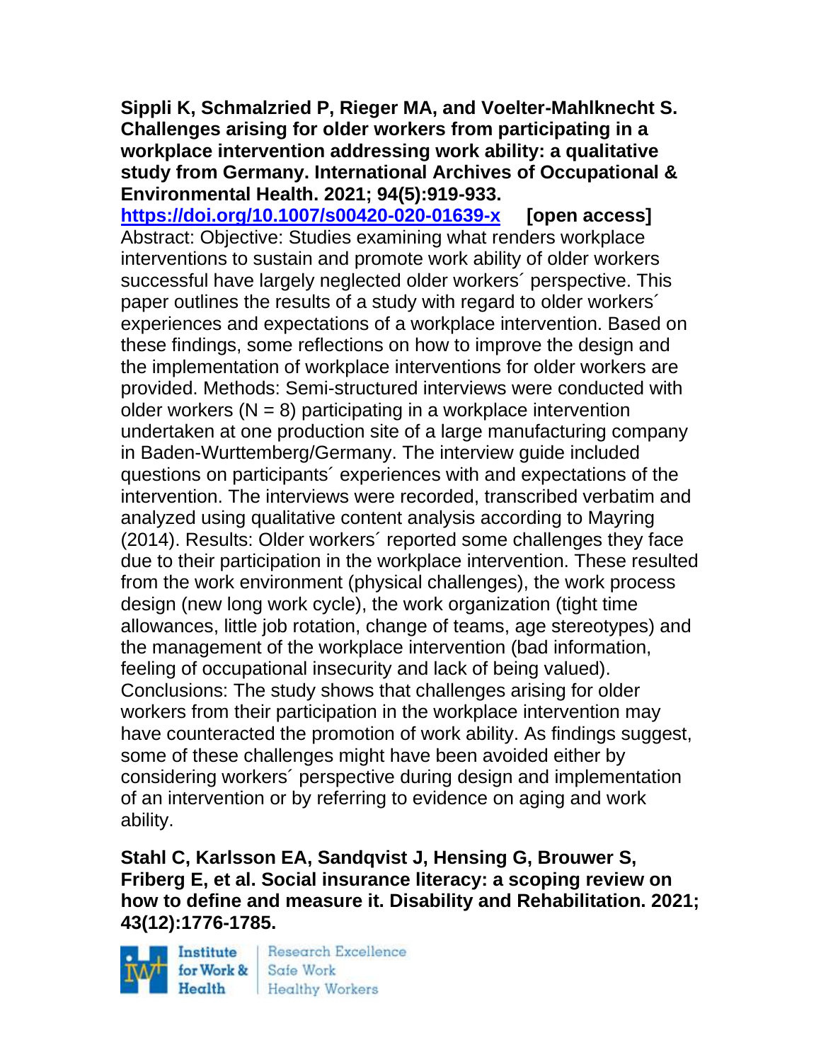**Sippli K, Schmalzried P, Rieger MA, and Voelter-Mahlknecht S. Challenges arising for older workers from participating in a workplace intervention addressing work ability: a qualitative study from Germany. International Archives of Occupational & Environmental Health. 2021; 94(5):919-933.**
https://doi.org/10.1007/s00420-020-01639-x **[open access]**
Abstract: Objective: Studies examining what renders workplace interventions to sustain and promote work ability of older workers successful have largely neglected older workers´ perspective. This paper outlines the results of a study with regard to older workers´ experiences and expectations of a workplace intervention. Based on these findings, some reflections on how to improve the design and the implementation of workplace interventions for older workers are provided. Methods: Semi-structured interviews were conducted with older workers (N = 8) participating in a workplace intervention undertaken at one production site of a large manufacturing company in Baden-Wurttemberg/Germany. The interview guide included questions on participants´ experiences with and expectations of the intervention. The interviews were recorded, transcribed verbatim and analyzed using qualitative content analysis according to Mayring (2014). Results: Older workers´ reported some challenges they face due to their participation in the workplace intervention. These resulted from the work environment (physical challenges), the work process design (new long work cycle), the work organization (tight time allowances, little job rotation, change of teams, age stereotypes) and the management of the workplace intervention (bad information, feeling of occupational insecurity and lack of being valued). Conclusions: The study shows that challenges arising for older workers from their participation in the workplace intervention may have counteracted the promotion of work ability. As findings suggest, some of these challenges might have been avoided either by considering workers´ perspective during design and implementation of an intervention or by referring to evidence on aging and work ability.

**Stahl C, Karlsson EA, Sandqvist J, Hensing G, Brouwer S, Friberg E, et al. Social insurance literacy: a scoping review on how to define and measure it. Disability and Rehabilitation. 2021; 43(12):1776-1785.**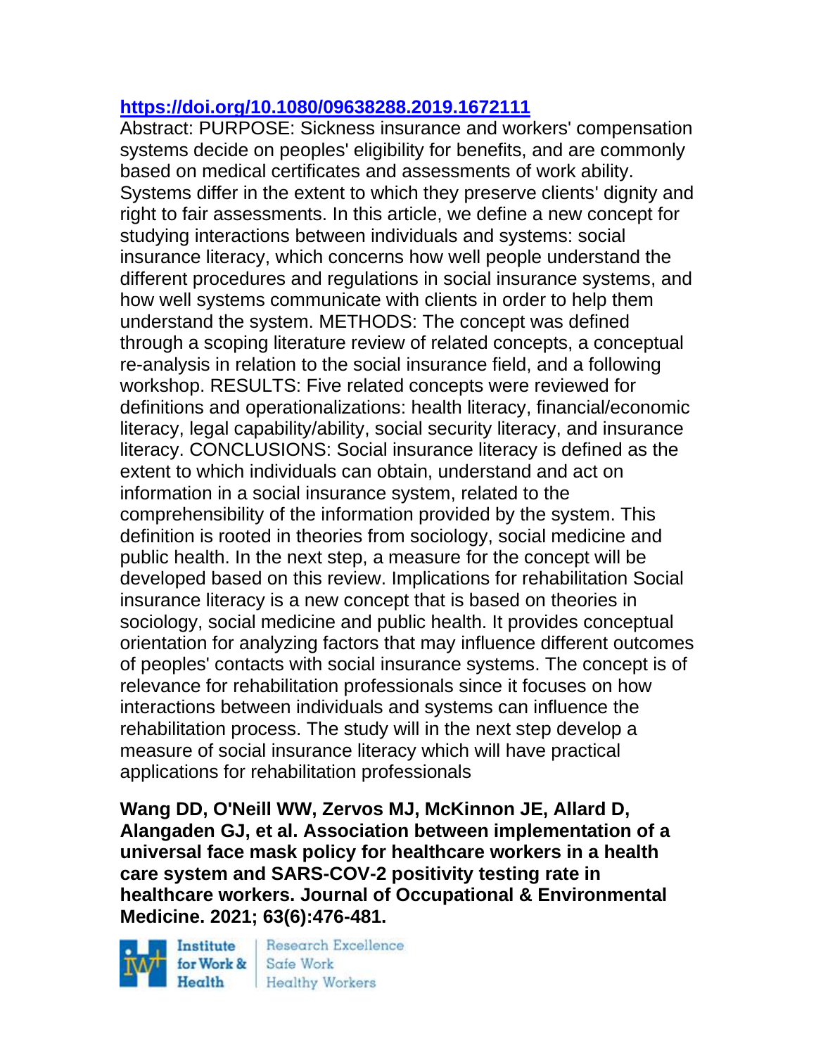https://doi.org/10.1080/09638288.2019.1672111

Abstract: PURPOSE: Sickness insurance and workers' compensation systems decide on peoples' eligibility for benefits, and are commonly based on medical certificates and assessments of work ability. Systems differ in the extent to which they preserve clients' dignity and right to fair assessments. In this article, we define a new concept for studying interactions between individuals and systems: social insurance literacy, which concerns how well people understand the different procedures and regulations in social insurance systems, and how well systems communicate with clients in order to help them understand the system. METHODS: The concept was defined through a scoping literature review of related concepts, a conceptual re-analysis in relation to the social insurance field, and a following workshop. RESULTS: Five related concepts were reviewed for definitions and operationalizations: health literacy, financial/economic literacy, legal capability/ability, social security literacy, and insurance literacy. CONCLUSIONS: Social insurance literacy is defined as the extent to which individuals can obtain, understand and act on information in a social insurance system, related to the comprehensibility of the information provided by the system. This definition is rooted in theories from sociology, social medicine and public health. In the next step, a measure for the concept will be developed based on this review. Implications for rehabilitation Social insurance literacy is a new concept that is based on theories in sociology, social medicine and public health. It provides conceptual orientation for analyzing factors that may influence different outcomes of peoples' contacts with social insurance systems. The concept is of relevance for rehabilitation professionals since it focuses on how interactions between individuals and systems can influence the rehabilitation process. The study will in the next step develop a measure of social insurance literacy which will have practical applications for rehabilitation professionals

**Wang DD, O'Neill WW, Zervos MJ, McKinnon JE, Allard D, Alangaden GJ, et al. Association between implementation of a universal face mask policy for healthcare workers in a health care system and SARS-COV-2 positivity testing rate in healthcare workers. Journal of Occupational & Environmental Medicine. 2021; 63(6):476-481.**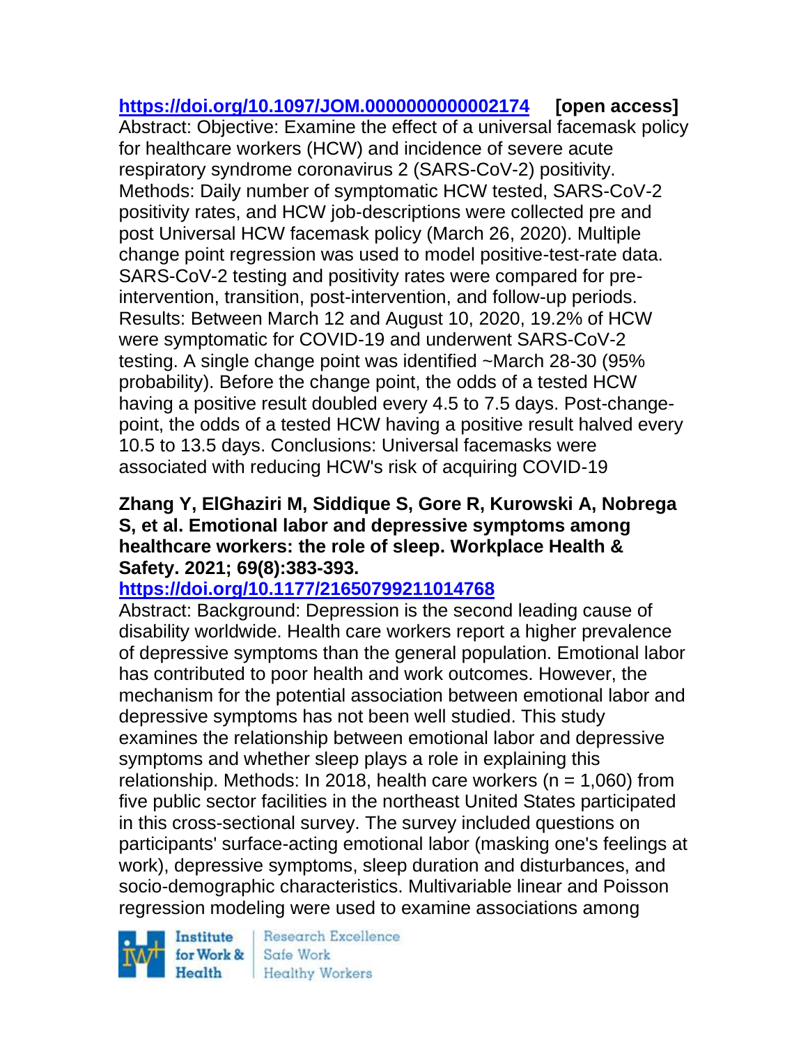https://doi.org/10.1097/JOM.0000000000002174 **[open access]**
Abstract: Objective: Examine the effect of a universal facemask policy for healthcare workers (HCW) and incidence of severe acute respiratory syndrome coronavirus 2 (SARS-CoV-2) positivity. Methods: Daily number of symptomatic HCW tested, SARS-CoV-2 positivity rates, and HCW job-descriptions were collected pre and post Universal HCW facemask policy (March 26, 2020). Multiple change point regression was used to model positive-test-rate data. SARS-CoV-2 testing and positivity rates were compared for pre-intervention, transition, post-intervention, and follow-up periods. Results: Between March 12 and August 10, 2020, 19.2% of HCW were symptomatic for COVID-19 and underwent SARS-CoV-2 testing. A single change point was identified ~March 28-30 (95% probability). Before the change point, the odds of a tested HCW having a positive result doubled every 4.5 to 7.5 days. Post-change-point, the odds of a tested HCW having a positive result halved every 10.5 to 13.5 days. Conclusions: Universal facemasks were associated with reducing HCW's risk of acquiring COVID-19

**Zhang Y, ElGhaziri M, Siddique S, Gore R, Kurowski A, Nobrega S, et al. Emotional labor and depressive symptoms among healthcare workers: the role of sleep. Workplace Health & Safety. 2021; 69(8):383-393.**
https://doi.org/10.1177/21650799211014768
Abstract: Background: Depression is the second leading cause of disability worldwide. Health care workers report a higher prevalence of depressive symptoms than the general population. Emotional labor has contributed to poor health and work outcomes. However, the mechanism for the potential association between emotional labor and depressive symptoms has not been well studied. This study examines the relationship between emotional labor and depressive symptoms and whether sleep plays a role in explaining this relationship. Methods: In 2018, health care workers (n = 1,060) from five public sector facilities in the northeast United States participated in this cross-sectional survey. The survey included questions on participants' surface-acting emotional labor (masking one's feelings at work), depressive symptoms, sleep duration and disturbances, and socio-demographic characteristics. Multivariable linear and Poisson regression modeling were used to examine associations among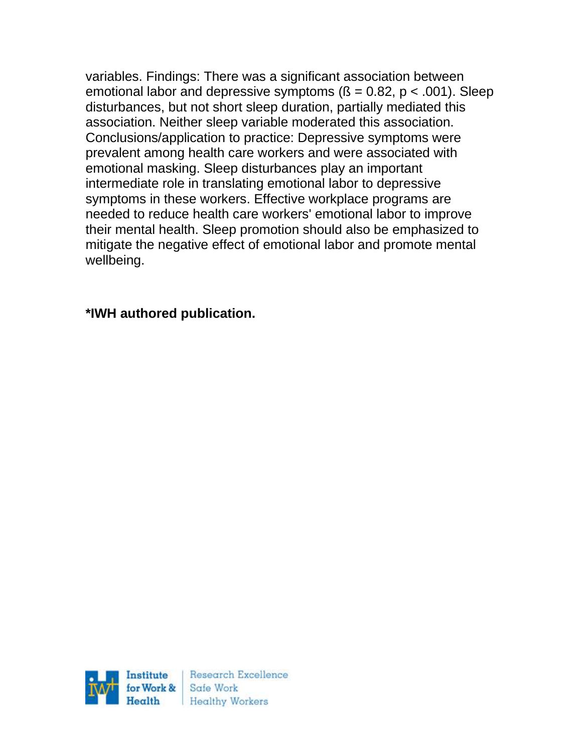variables. Findings: There was a significant association between emotional labor and depressive symptoms (ß = 0.82, $p < .001$). Sleep disturbances, but not short sleep duration, partially mediated this association. Neither sleep variable moderated this association. Conclusions/application to practice: Depressive symptoms were prevalent among health care workers and were associated with emotional masking. Sleep disturbances play an important intermediate role in translating emotional labor to depressive symptoms in these workers. Effective workplace programs are needed to reduce health care workers' emotional labor to improve their mental health. Sleep promotion should also be emphasized to mitigate the negative effect of emotional labor and promote mental wellbeing.

**\*IWH authored publication.**